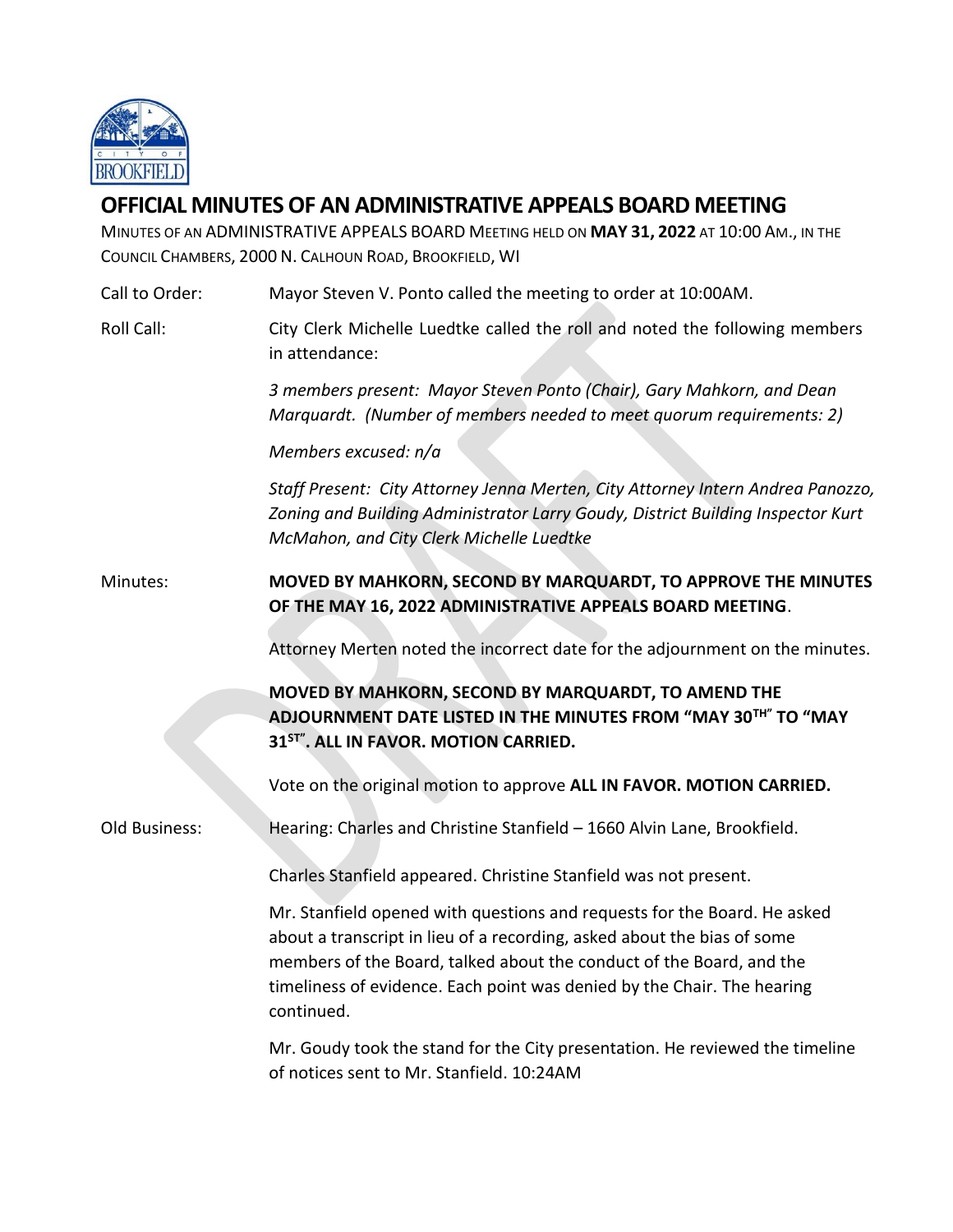# OFFICIAL MINUTES OF AN ADMINISTRATIVE APPEALS BOARD MEETING

MINUTES OF AN ADMINISTRATIVE APPEALS BOARD MEETING HELD ON **MAY 31, 2022** AT 10:00 AM., IN THE COUNCIL CHAMBERS, 2000 N. CALHOUN ROAD, BROOKFIELD, WI

Call to Order: Mayor Steven V. Ponto called the meeting to order at 10:00AM.

Roll Call: City Clerk Michelle Luedtke called the roll and noted the following members in attendance:

*3 members present: Mayor Steven Ponto (Chair), Gary Mahkorn, and Dean Marquardt. (Number of members needed to meet quorum requirements: 2)*

*Members excused: n/a*

*Staff Present: City Attorney Jenna Merten, City Attorney Intern Andrea Panozzo, Zoning and Building Administrator Larry Goudy, District Building Inspector Kurt McMahon, and City Clerk Michelle Luedtke*

Minutes: **MOVED BY MAHKORN, SECOND BY MARQUARDT, TO APPROVE THE MINUTES OF THE MAY 16, 2022 ADMINISTRATIVE APPEALS BOARD MEETING**.

Attorney Merten noted the incorrect date for the adjournment on the minutes.

**MOVED BY MAHKORN, SECOND BY MARQUARDT, TO AMEND THE ADJOURNMENT DATE LISTED IN THE MINUTES FROM "MAY 30TH" TO "MAY 31ST". ALL IN FAVOR. MOTION CARRIED.**

Vote on the original motion to approve **ALL IN FAVOR. MOTION CARRIED.**

Old Business: Hearing: Charles and Christine Stanfield – 1660 Alvin Lane, Brookfield.

Charles Stanfield appeared. Christine Stanfield was not present.

Mr. Stanfield opened with questions and requests for the Board. He asked about a transcript in lieu of a recording, asked about the bias of some members of the Board, talked about the conduct of the Board, and the timeliness of evidence. Each point was denied by the Chair. The hearing continued.

Mr. Goudy took the stand for the City presentation. He reviewed the timeline of notices sent to Mr. Stanfield. 10:24AM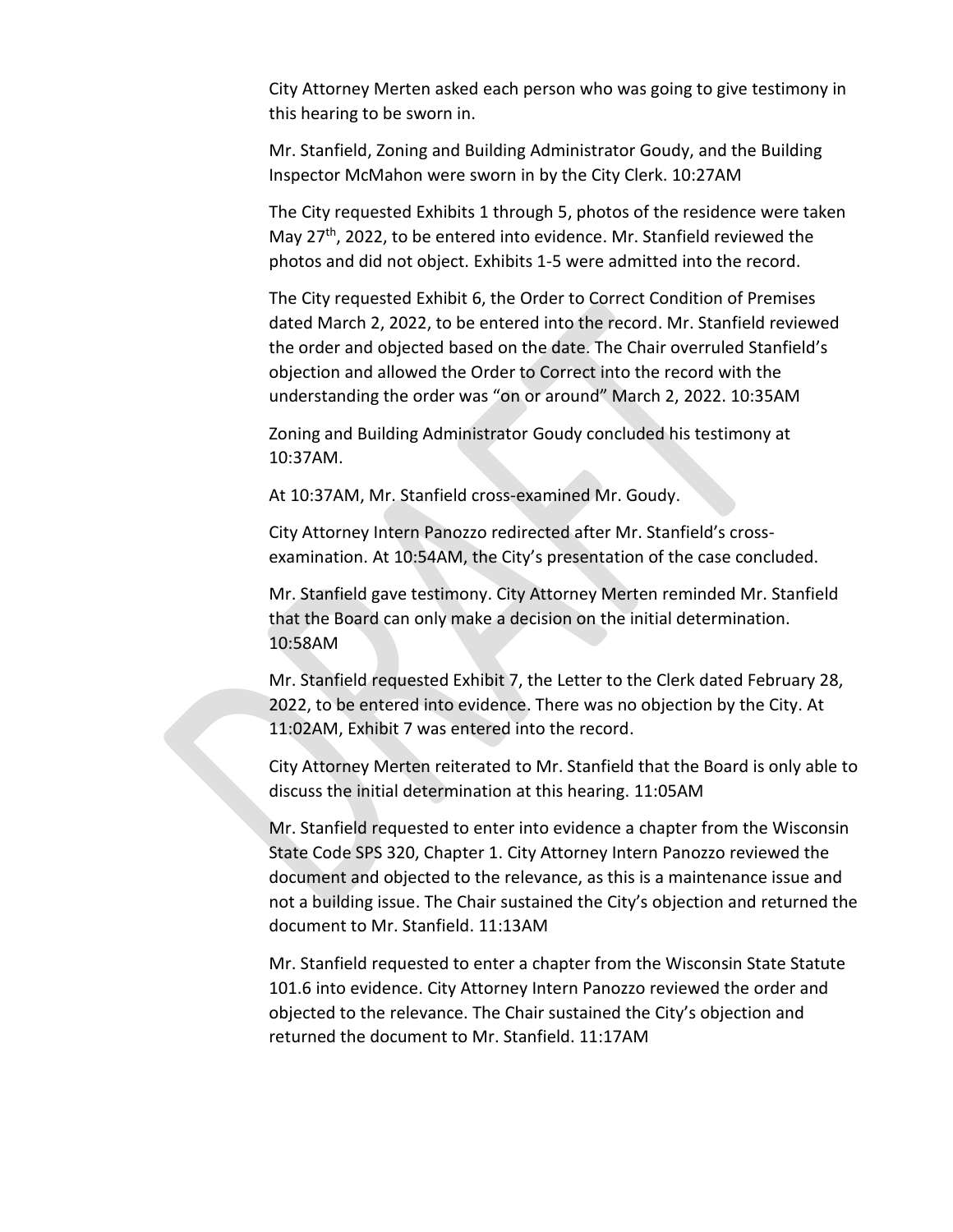City Attorney Merten asked each person who was going to give testimony in this hearing to be sworn in.

Mr. Stanfield, Zoning and Building Administrator Goudy, and the Building Inspector McMahon were sworn in by the City Clerk. 10:27AM

The City requested Exhibits 1 through 5, photos of the residence were taken May 27th, 2022, to be entered into evidence. Mr. Stanfield reviewed the photos and did not object. Exhibits 1-5 were admitted into the record.

The City requested Exhibit 6, the Order to Correct Condition of Premises dated March 2, 2022, to be entered into the record. Mr. Stanfield reviewed the order and objected based on the date. The Chair overruled Stanfield's objection and allowed the Order to Correct into the record with the understanding the order was "on or around" March 2, 2022. 10:35AM

Zoning and Building Administrator Goudy concluded his testimony at 10:37AM.

At 10:37AM, Mr. Stanfield cross-examined Mr. Goudy.

City Attorney Intern Panozzo redirected after Mr. Stanfield's cross-examination. At 10:54AM, the City's presentation of the case concluded.

Mr. Stanfield gave testimony. City Attorney Merten reminded Mr. Stanfield that the Board can only make a decision on the initial determination. 10:58AM

Mr. Stanfield requested Exhibit 7, the Letter to the Clerk dated February 28, 2022, to be entered into evidence. There was no objection by the City. At 11:02AM, Exhibit 7 was entered into the record.

City Attorney Merten reiterated to Mr. Stanfield that the Board is only able to discuss the initial determination at this hearing. 11:05AM

Mr. Stanfield requested to enter into evidence a chapter from the Wisconsin State Code SPS 320, Chapter 1. City Attorney Intern Panozzo reviewed the document and objected to the relevance, as this is a maintenance issue and not a building issue. The Chair sustained the City's objection and returned the document to Mr. Stanfield. 11:13AM

Mr. Stanfield requested to enter a chapter from the Wisconsin State Statute 101.6 into evidence. City Attorney Intern Panozzo reviewed the order and objected to the relevance. The Chair sustained the City's objection and returned the document to Mr. Stanfield. 11:17AM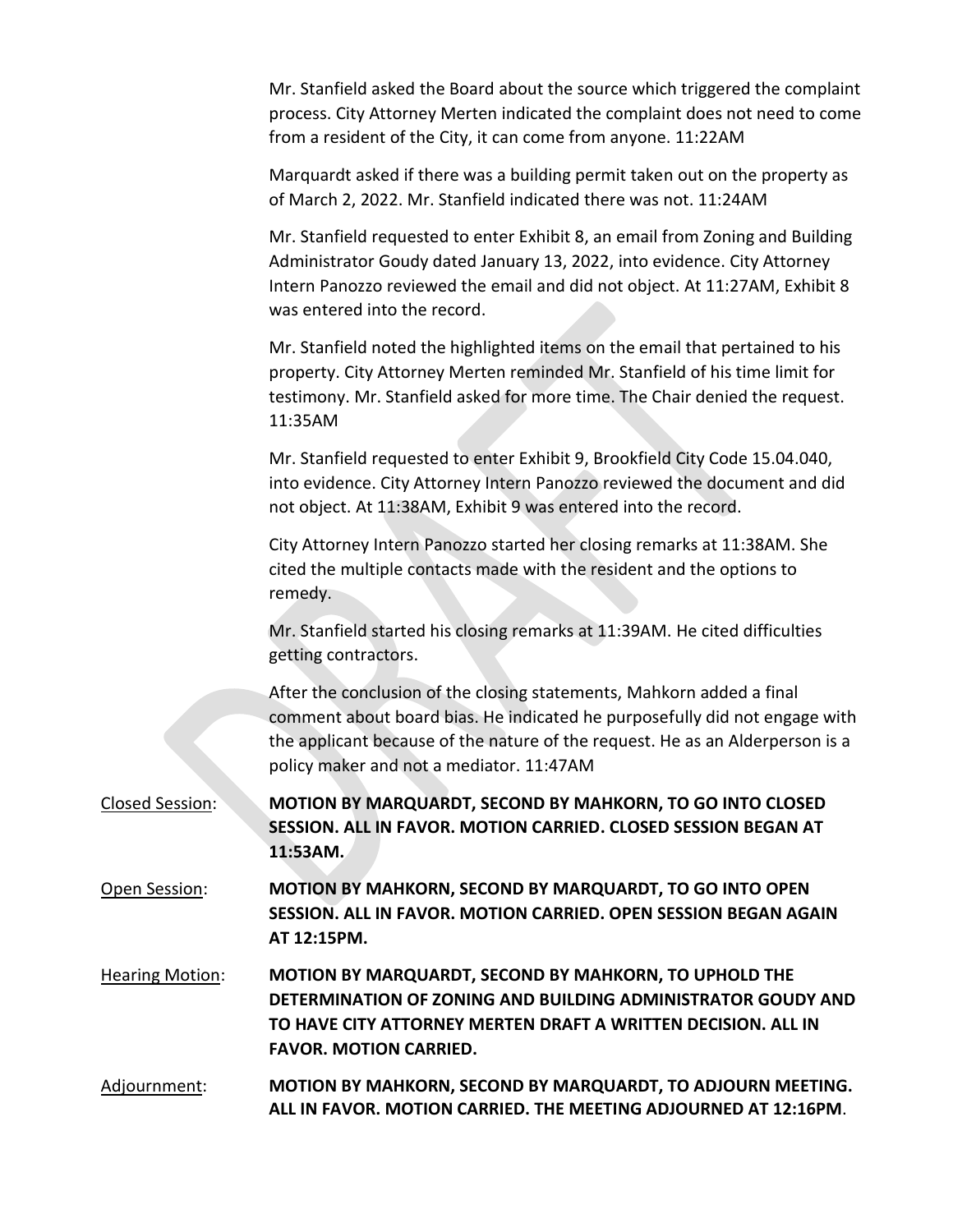Mr. Stanfield asked the Board about the source which triggered the complaint process. City Attorney Merten indicated the complaint does not need to come from a resident of the City, it can come from anyone. 11:22AM

Marquardt asked if there was a building permit taken out on the property as of March 2, 2022. Mr. Stanfield indicated there was not. 11:24AM

Mr. Stanfield requested to enter Exhibit 8, an email from Zoning and Building Administrator Goudy dated January 13, 2022, into evidence. City Attorney Intern Panozzo reviewed the email and did not object. At 11:27AM, Exhibit 8 was entered into the record.

Mr. Stanfield noted the highlighted items on the email that pertained to his property. City Attorney Merten reminded Mr. Stanfield of his time limit for testimony. Mr. Stanfield asked for more time. The Chair denied the request. 11:35AM

Mr. Stanfield requested to enter Exhibit 9, Brookfield City Code 15.04.040, into evidence. City Attorney Intern Panozzo reviewed the document and did not object. At 11:38AM, Exhibit 9 was entered into the record.

City Attorney Intern Panozzo started her closing remarks at 11:38AM. She cited the multiple contacts made with the resident and the options to remedy.

Mr. Stanfield started his closing remarks at 11:39AM. He cited difficulties getting contractors.

After the conclusion of the closing statements, Mahkorn added a final comment about board bias. He indicated he purposefully did not engage with the applicant because of the nature of the request. He as an Alderperson is a policy maker and not a mediator. 11:47AM

Closed Session: **MOTION BY MARQUARDT, SECOND BY MAHKORN, TO GO INTO CLOSED SESSION. ALL IN FAVOR. MOTION CARRIED. CLOSED SESSION BEGAN AT 11:53AM.**

Open Session: **MOTION BY MAHKORN, SECOND BY MARQUARDT, TO GO INTO OPEN SESSION. ALL IN FAVOR. MOTION CARRIED. OPEN SESSION BEGAN AGAIN AT 12:15PM.**

Hearing Motion: **MOTION BY MARQUARDT, SECOND BY MAHKORN, TO UPHOLD THE DETERMINATION OF ZONING AND BUILDING ADMINISTRATOR GOUDY AND TO HAVE CITY ATTORNEY MERTEN DRAFT A WRITTEN DECISION. ALL IN FAVOR. MOTION CARRIED.**

Adjournment: **MOTION BY MAHKORN, SECOND BY MARQUARDT, TO ADJOURN MEETING. ALL IN FAVOR. MOTION CARRIED. THE MEETING ADJOURNED AT 12:16PM**.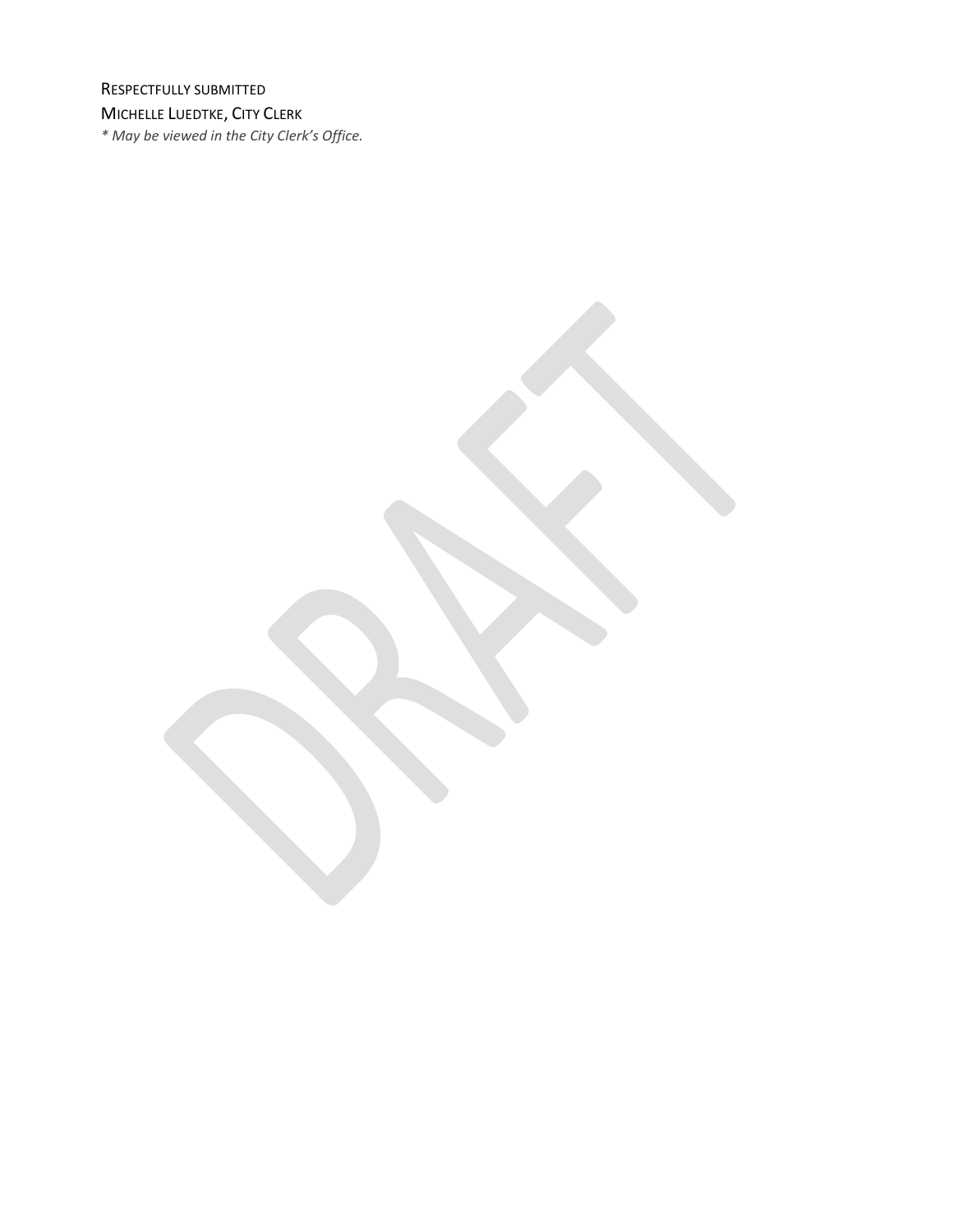RESPECTFULLY SUBMITTED

MICHELLE LUEDTKE, CITY CLERK

*\* May be viewed in the City Clerk's Office.*